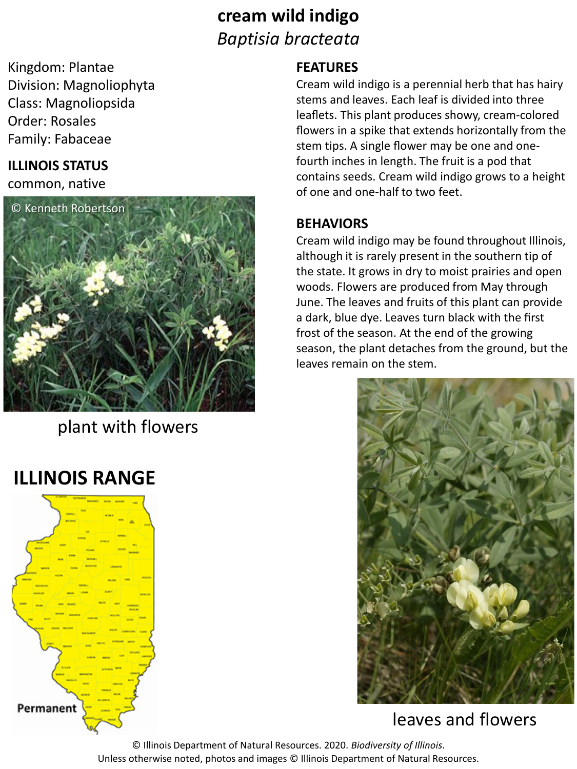# cream wild indigo

*Baptisia bracteata*

Kingdom: Plantae
Division: Magnoliophyta
Class: Magnoliopsida
Order: Rosales
Family: Fabaceae

## ILLINOIS STATUS

common, native

plant with flowers

## ILLINOIS RANGE

Permanent

## FEATURES

Cream wild indigo is a perennial herb that has hairy stems and leaves. Each leaf is divided into three leaflets. This plant produces showy, cream-colored flowers in a spike that extends horizontally from the stem tips. A single flower may be one and one-fourth inches in length. The fruit is a pod that contains seeds. Cream wild indigo grows to a height of one and one-half to two feet.

## BEHAVIORS

Cream wild indigo may be found throughout Illinois, although it is rarely present in the southern tip of the state. It grows in dry to moist prairies and open woods. Flowers are produced from May through June. The leaves and fruits of this plant can provide a dark, blue dye. Leaves turn black with the first frost of the season. At the end of the growing season, the plant detaches from the ground, but the leaves remain on the stem.

leaves and flowers

© Illinois Department of Natural Resources. 2020. *Biodiversity of Illinois*.
Unless otherwise noted, photos and images © Illinois Department of Natural Resources.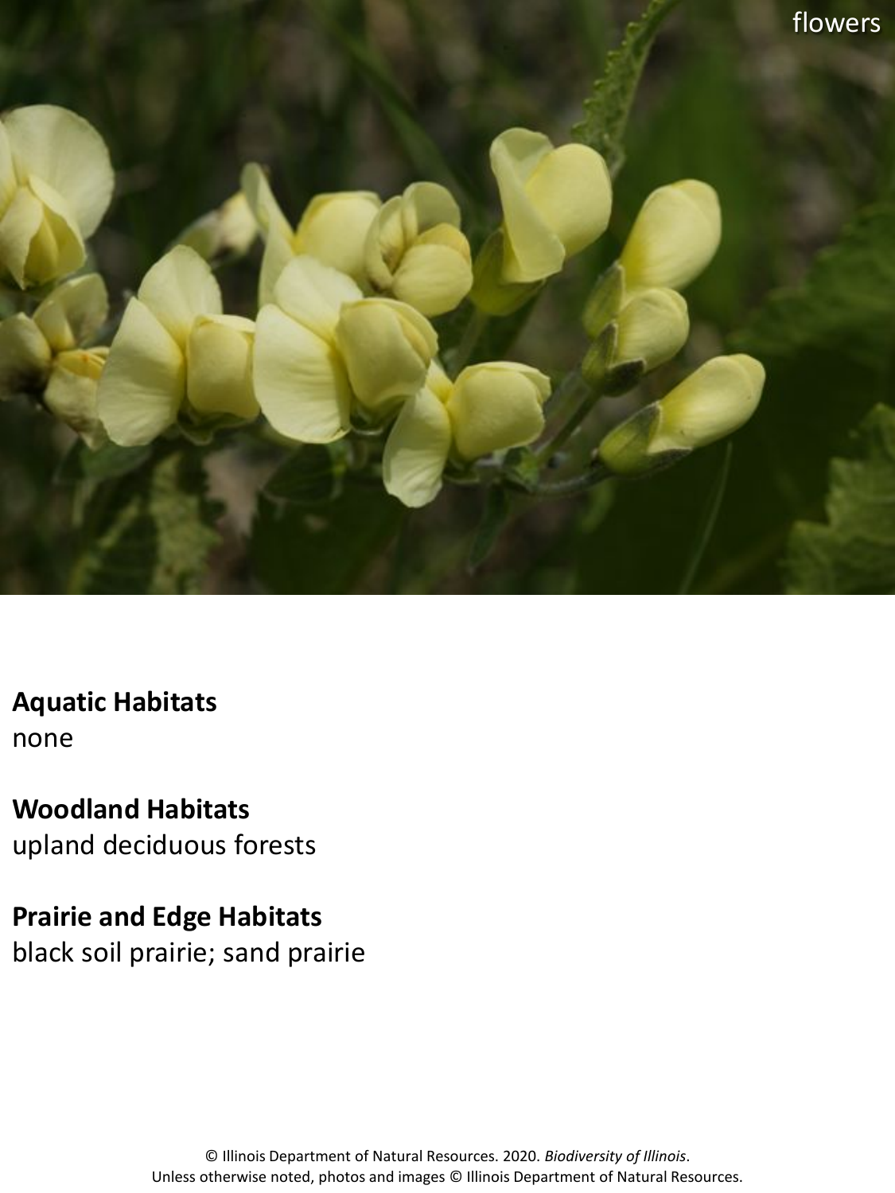flowers

**Aquatic Habitats**
none

**Woodland Habitats**
upland deciduous forests

**Prairie and Edge Habitats**
black soil prairie; sand prairie

© Illinois Department of Natural Resources. 2020. *Biodiversity of Illinois*.
Unless otherwise noted, photos and images © Illinois Department of Natural Resources.